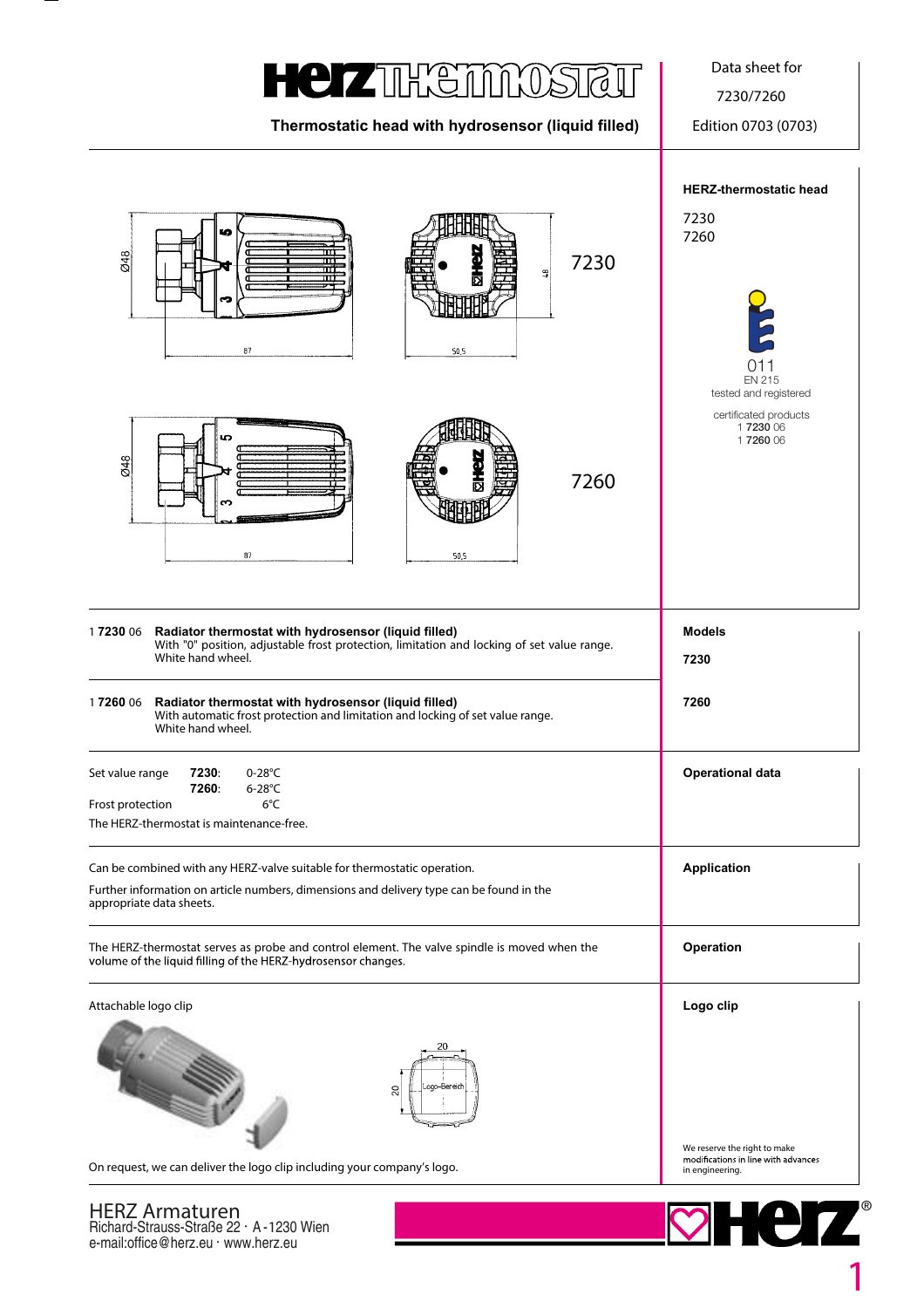# HERZ THERMOSTAT

**Thermostatic head with hydrosensor (liquid filled)**

Data sheet for 7230/7260

Edition 0703 (0703)

## HERZ-thermostatic head

7230
7260

011
EN 215
tested and registered

certificated products
1 **7230** 06
1 **7260** 06

7230

7260

## Models

**7230**

1 **7230** 06 **Radiator thermostat with hydrosensor (liquid filled)**
With "0" position, adjustable frost protection, limitation and locking of set value range.
White hand wheel.

**7260**

1 **7260** 06 **Radiator thermostat with hydrosensor (liquid filled)**
With automatic frost protection and limitation and locking of set value range.
White hand wheel.

## Operational data

| | | |
|---|---|---|
| Set value range | **7230**: | 0-28°C |
| | **7260**: | 6-28°C |
| Frost protection | | 6°C |

The HERZ-thermostat is maintenance-free.

## Application

Can be combined with any HERZ-valve suitable for thermostatic operation.

Further information on article numbers, dimensions and delivery type can be found in the appropriate data sheets.

## Operation

The HERZ-thermostat serves as probe and control element. The valve spindle is moved when the volume of the liquid filling of the HERZ-hydrosensor changes.

## Logo clip

Attachable logo clip

On request, we can deliver the logo clip including your company's logo.

We reserve the right to make modifications in line with advances in engineering.

HERZ Armaturen
Richard-Strauss-Straße 22 · A-1230 Wien
e-mail:office@herz.eu · www.herz.eu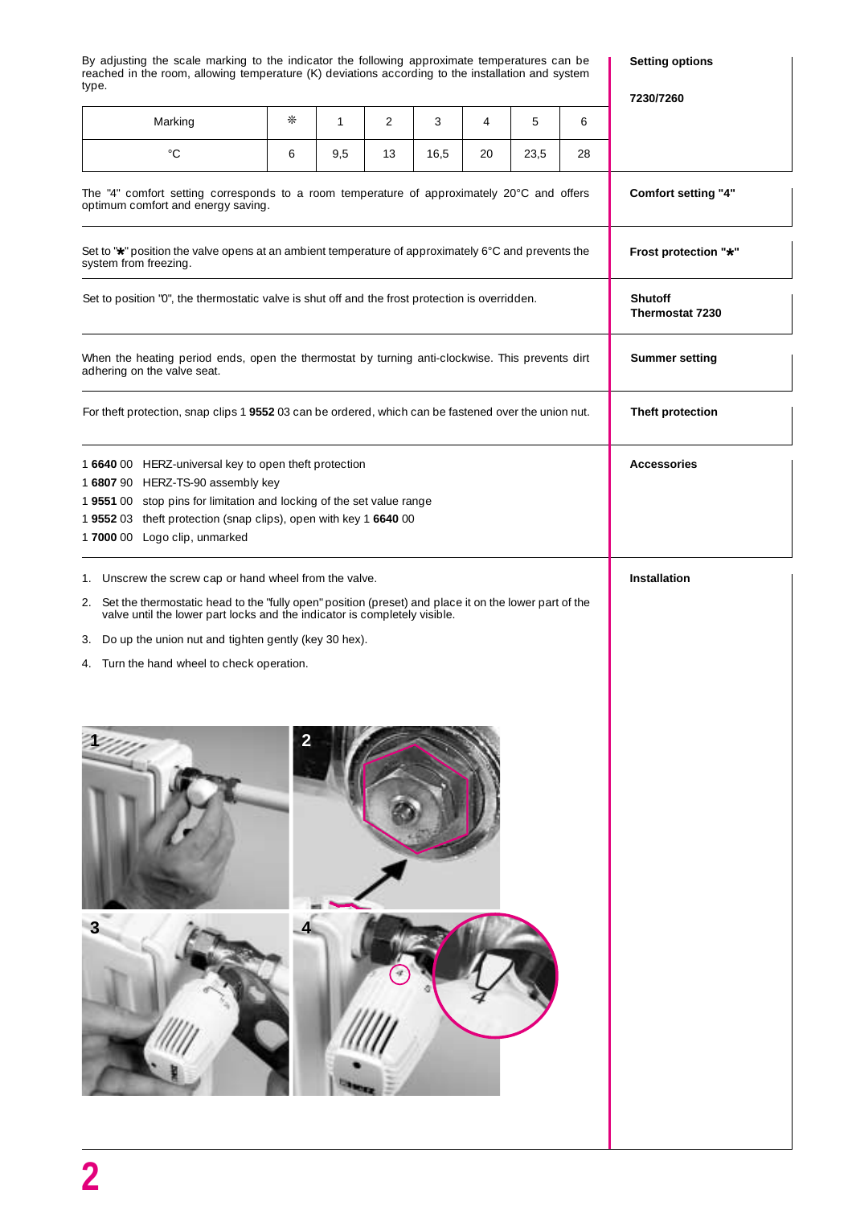**Setting options**

**7230/7260**

By adjusting the scale marking to the indicator the following approximate temperatures can be reached in the room, allowing temperature (K) deviations according to the installation and system type.

| Marking | ❄ | 1 | 2 | 3 | 4 | 5 | 6 |
|---|---|---|---|---|---|---|---|
| °C | 6 | 9,5 | 13 | 16,5 | 20 | 23,5 | 28 |

**Comfort setting "4"**

The "4" comfort setting corresponds to a room temperature of approximately 20°C and offers optimum comfort and energy saving.

**Frost protection "*"**

Set to "*" position the valve opens at an ambient temperature of approximately 6°C and prevents the system from freezing.

**Shutoff Thermostat 7230**

Set to position "0", the thermostatic valve is shut off and the frost protection is overridden.

**Summer setting**

When the heating period ends, open the thermostat by turning anti-clockwise. This prevents dirt adhering on the valve seat.

**Theft protection**

For theft protection, snap clips 1 **9552** 03 can be ordered, which can be fastened over the union nut.

**Accessories**

1 **6640** 00 HERZ-universal key to open theft protection
1 **6807** 90 HERZ-TS-90 assembly key
1 **9551** 00 stop pins for limitation and locking of the set value range
1 **9552** 03 theft protection (snap clips), open with key 1 **6640** 00
1 **7000** 00 Logo clip, unmarked

**Installation**

1. Unscrew the screw cap or hand wheel from the valve.
2. Set the thermostatic head to the "fully open" position (preset) and place it on the lower part of the valve until the lower part locks and the indicator is completely visible.
3. Do up the union nut and tighten gently (key 30 hex).
4. Turn the hand wheel to check operation.

1

2

3

4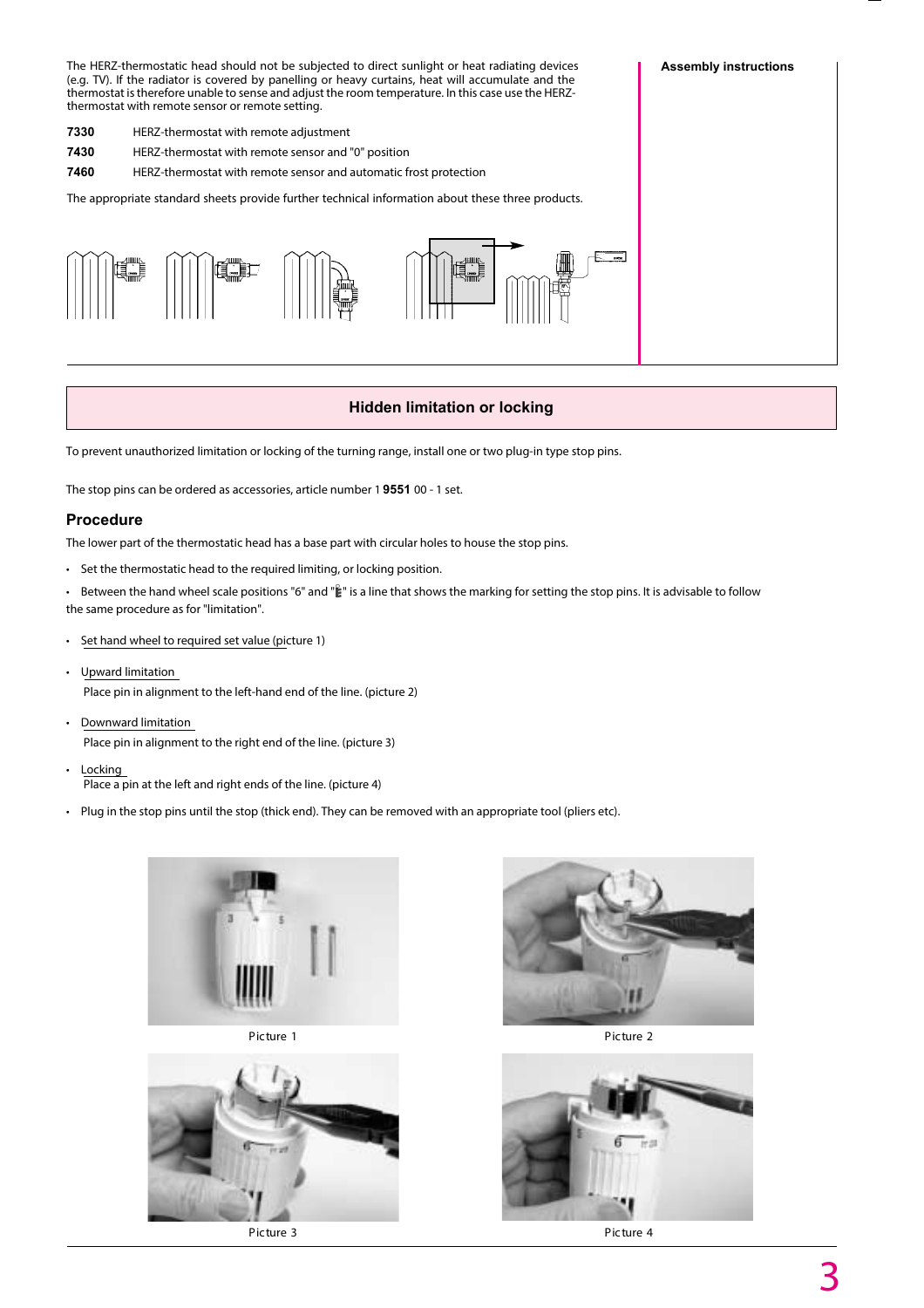The HERZ-thermostatic head should not be subjected to direct sunlight or heat radiating devices (e.g. TV). If the radiator is covered by panelling or heavy curtains, heat will accumulate and the thermostat is therefore unable to sense and adjust the room temperature. In this case use the HERZ-thermostat with remote sensor or remote setting.

**Assembly instructions**

| | |
|---|---|
| **7330** | HERZ-thermostat with remote adjustment |
| **7430** | HERZ-thermostat with remote sensor and "0" position |
| **7460** | HERZ-thermostat with remote sensor and automatic frost protection |

The appropriate standard sheets provide further technical information about these three products.

## Hidden limitation or locking

To prevent unauthorized limitation or locking of the turning range, install one or two plug-in type stop pins.

The stop pins can be ordered as accessories, article number 1 **9551** 00 - 1 set.

### Procedure

The lower part of the thermostatic head has a base part with circular holes to house the stop pins.

- Set the thermostatic head to the required limiting, or locking position.
- Between the hand wheel scale positions "6" and "❄" is a line that shows the marking for setting the stop pins. It is advisable to follow the same procedure as for "limitation".
- Set hand wheel to required set value (picture 1)
- Upward limitation
  Place pin in alignment to the left-hand end of the line. (picture 2)
- Downward limitation
  Place pin in alignment to the right end of the line. (picture 3)
- Locking
  Place a pin at the left and right ends of the line. (picture 4)
- Plug in the stop pins until the stop (thick end). They can be removed with an appropriate tool (pliers etc).

Picture 1

Picture 2

Picture 3

Picture 4